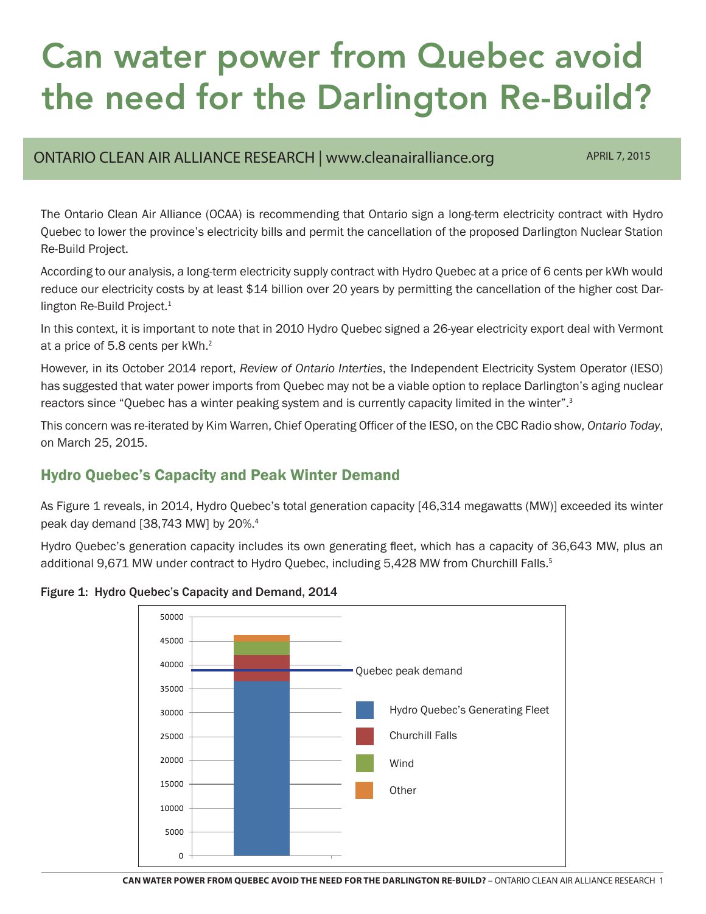# Can water power from Quebec avoid the need for the Darlington Re-Build?

ONTARIO CLEAN AIR ALLIANCE RESEARCH | www.cleanairalliance.org

APRIL 7, 2015

The Ontario Clean Air Alliance (OCAA) is recommending that Ontario sign a long-term electricity contract with Hydro Quebec to lower the province's electricity bills and permit the cancellation of the proposed Darlington Nuclear Station Re-Build Project.

According to our analysis, a long-term electricity supply contract with Hydro Quebec at a price of 6 cents per kWh would reduce our electricity costs by at least $14 billion over 20 years by permitting the cancellation of the higher cost Darlington Re-Build Project.[1]

In this context, it is important to note that in 2010 Hydro Quebec signed a 26-year electricity export deal with Vermont at a price of 5.8 cents per kWh.[2]

However, in its October 2014 report, *Review of Ontario Interties*, the Independent Electricity System Operator (IESO) has suggested that water power imports from Quebec may not be a viable option to replace Darlington's aging nuclear reactors since "Quebec has a winter peaking system and is currently capacity limited in the winter".[3]

This concern was re-iterated by Kim Warren, Chief Operating Officer of the IESO, on the CBC Radio show, *Ontario Today*, on March 25, 2015.

## Hydro Quebec's Capacity and Peak Winter Demand

As Figure 1 reveals, in 2014, Hydro Quebec's total generation capacity [46,314 megawatts (MW)] exceeded its winter peak day demand [38,743 MW] by 20%.[4]

Hydro Quebec's generation capacity includes its own generating fleet, which has a capacity of 36,643 MW, plus an additional 9,671 MW under contract to Hydro Quebec, including 5,428 MW from Churchill Falls.[5]

**Figure 1: Hydro Quebec's Capacity and Demand, 2014**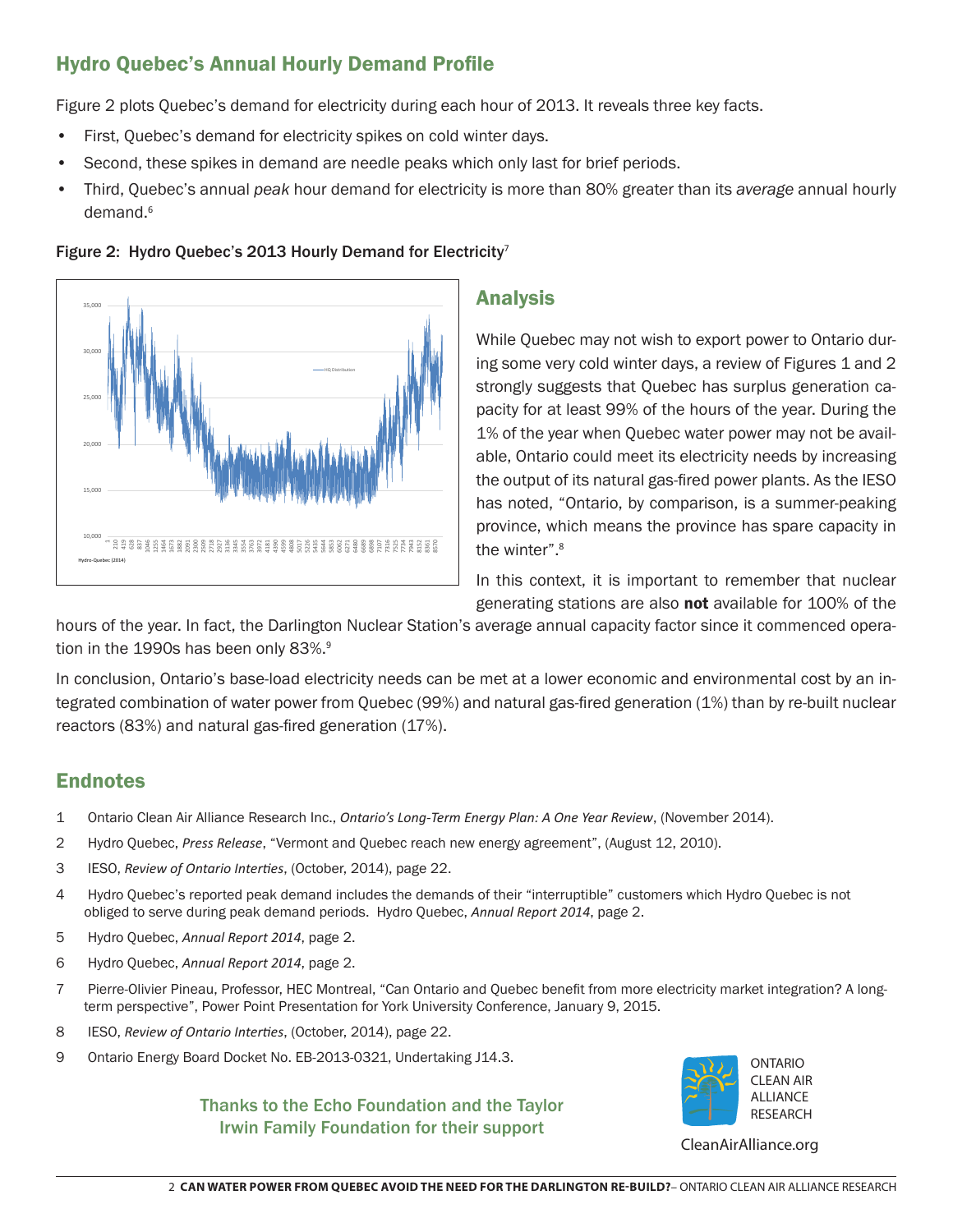## Hydro Quebec's Annual Hourly Demand Profile

Figure 2 plots Quebec's demand for electricity during each hour of 2013. It reveals three key facts.

- First, Quebec's demand for electricity spikes on cold winter days.
- Second, these spikes in demand are needle peaks which only last for brief periods.
- Third, Quebec's annual *peak* hour demand for electricity is more than 80% greater than its *average* annual hourly demand.[6]

Figure 2: Hydro Quebec's 2013 Hourly Demand for Electricity[7]

35,000
30,000
25,000
20,000
15,000
10,000

HQ Distribution

1 210 419 628 837 1046 1255 1464 1673 1882 2091 2300 2509 2718 2927 3136 3345 3554 3763 3972 4181 4390 4599 4808 5017 5226 5435 5644 5853 6062 6271 6480 6689 6898 7107 7316 7525 7734 7943 8152 8361 8570

Hydro-Québec (2014)

## Analysis

While Quebec may not wish to export power to Ontario during some very cold winter days, a review of Figures 1 and 2 strongly suggests that Quebec has surplus generation capacity for at least 99% of the hours of the year. During the 1% of the year when Quebec water power may not be available, Ontario could meet its electricity needs by increasing the output of its natural gas-fired power plants. As the IESO has noted, "Ontario, by comparison, is a summer-peaking province, which means the province has spare capacity in the winter".[8]

In this context, it is important to remember that nuclear generating stations are also **not** available for 100% of the hours of the year. In fact, the Darlington Nuclear Station's average annual capacity factor since it commenced operation in the 1990s has been only 83%.[9]

In conclusion, Ontario's base-load electricity needs can be met at a lower economic and environmental cost by an integrated combination of water power from Quebec (99%) and natural gas-fired generation (1%) than by re-built nuclear reactors (83%) and natural gas-fired generation (17%).

## Endnotes

1. Ontario Clean Air Alliance Research Inc., *Ontario's Long-Term Energy Plan: A One Year Review*, (November 2014).
2. Hydro Quebec, *Press Release*, "Vermont and Quebec reach new energy agreement", (August 12, 2010).
3. IESO, *Review of Ontario Interties*, (October, 2014), page 22.
4. Hydro Quebec's reported peak demand includes the demands of their "interruptible" customers which Hydro Quebec is not obliged to serve during peak demand periods. Hydro Quebec, *Annual Report 2014*, page 2.
5. Hydro Quebec, *Annual Report 2014*, page 2.
6. Hydro Quebec, *Annual Report 2014*, page 2.
7. Pierre-Olivier Pineau, Professor, HEC Montreal, "Can Ontario and Quebec benefit from more electricity market integration? A long-term perspective", Power Point Presentation for York University Conference, January 9, 2015.
8. IESO, *Review of Ontario Interties*, (October, 2014), page 22.
9. Ontario Energy Board Docket No. EB-2013-0321, Undertaking J14.3.

Thanks to the Echo Foundation and the Taylor Irwin Family Foundation for their support

ONTARIO CLEAN AIR ALLIANCE RESEARCH

CleanAirAlliance.org